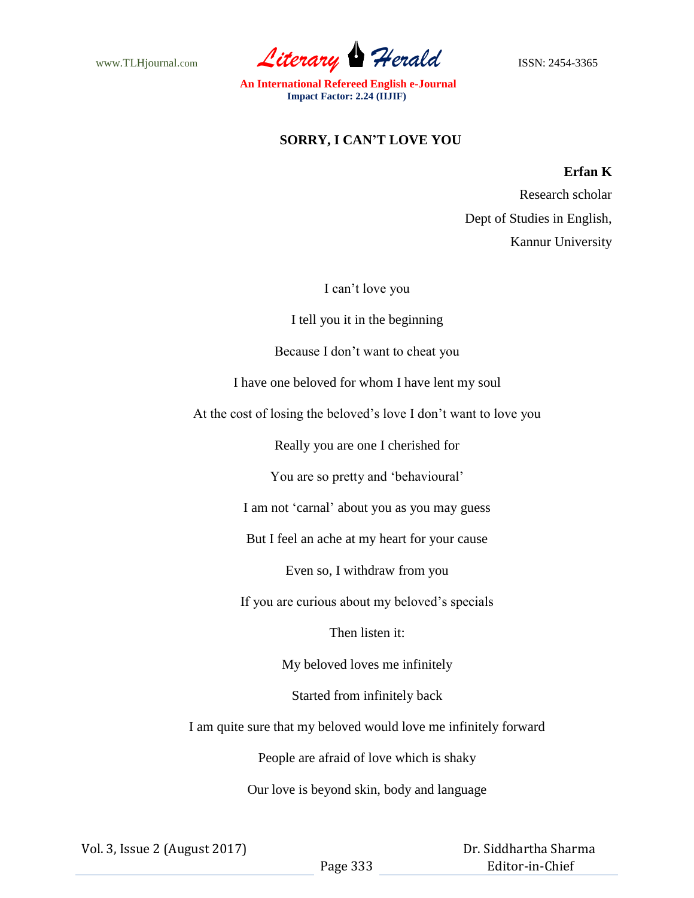# SORRY, I CAN'T LOVE YOU

**Erfan K**

Research scholar

Dept of Studies in English,

Kannur University

I can't love you

I tell you it in the beginning

Because I don't want to cheat you

I have one beloved for whom I have lent my soul

At the cost of losing the beloved's love I don't want to love you

Really you are one I cherished for

You are so pretty and 'behavioural'

I am not 'carnal' about you as you may guess

But I feel an ache at my heart for your cause

Even so, I withdraw from you

If you are curious about my beloved's specials

Then listen it:

My beloved loves me infinitely

Started from infinitely back

I am quite sure that my beloved would love me infinitely forward

People are afraid of love which is shaky

Our love is beyond skin, body and language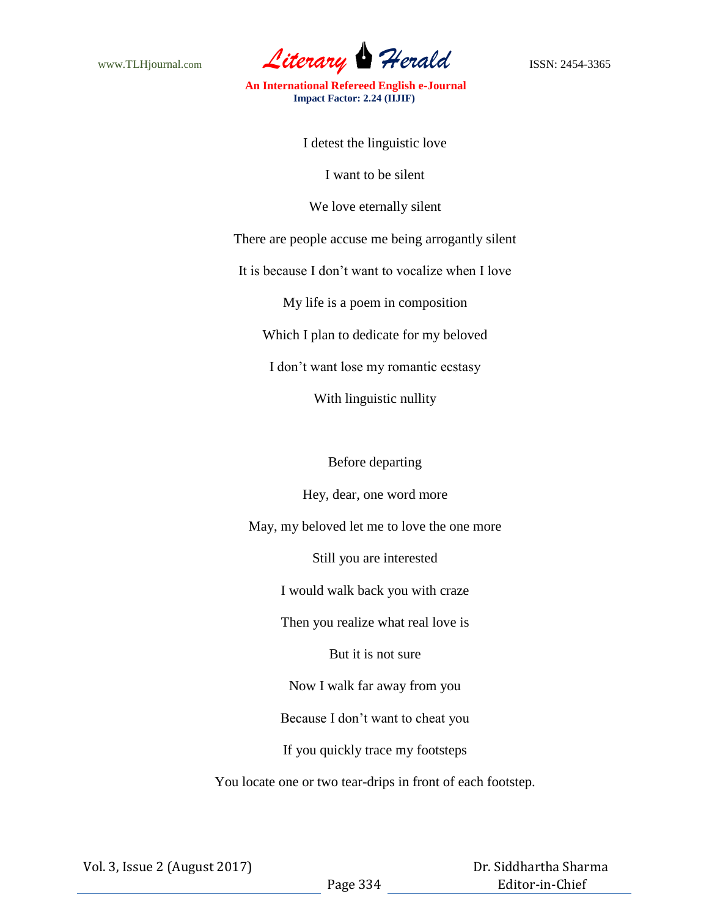I detest the linguistic love

I want to be silent

We love eternally silent

There are people accuse me being arrogantly silent

It is because I don't want to vocalize when I love

My life is a poem in composition

Which I plan to dedicate for my beloved

I don't want lose my romantic ecstasy

With linguistic nullity

Before departing

Hey, dear, one word more

May, my beloved let me to love the one more

Still you are interested

I would walk back you with craze

Then you realize what real love is

But it is not sure

Now I walk far away from you

Because I don't want to cheat you

If you quickly trace my footsteps

You locate one or two tear-drips in front of each footstep.